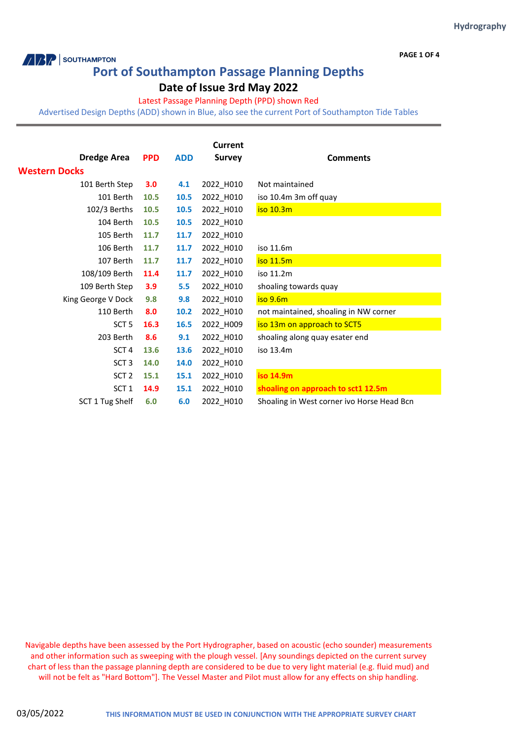Hydrography

SOUTHAMPTON

# Port of Southampton Passage Planning Depths

## Date of Issue 3rd May 2022

Latest Passage Planning Depth (PPD) shown Red

Advertised Design Depths (ADD) shown in Blue, also see the current Port of Southampton Tide Tables

| Dredge Area | PPD | ADD | Current Survey | Comments |
|---|---|---|---|---|
| **Western Docks** | | | | |
| 101 Berth Step | 3.0 | 4.1 | 2022_H010 | Not maintained |
| 101 Berth | 10.5 | 10.5 | 2022_H010 | iso 10.4m 3m off quay |
| 102/3 Berths | 10.5 | 10.5 | 2022_H010 | iso 10.3m |
| 104 Berth | 10.5 | 10.5 | 2022_H010 | |
| 105 Berth | 11.7 | 11.7 | 2022_H010 | |
| 106 Berth | 11.7 | 11.7 | 2022_H010 | iso 11.6m |
| 107 Berth | 11.7 | 11.7 | 2022_H010 | iso 11.5m |
| 108/109 Berth | 11.4 | 11.7 | 2022_H010 | iso 11.2m |
| 109 Berth Step | 3.9 | 5.5 | 2022_H010 | shoaling towards quay |
| King George V Dock | 9.8 | 9.8 | 2022_H010 | iso 9.6m |
| 110 Berth | 8.0 | 10.2 | 2022_H010 | not maintained, shoaling in NW corner |
| SCT 5 | 16.3 | 16.5 | 2022_H009 | iso 13m on approach to SCT5 |
| 203 Berth | 8.6 | 9.1 | 2022_H010 | shoaling along quay esater end |
| SCT 4 | 13.6 | 13.6 | 2022_H010 | iso 13.4m |
| SCT 3 | 14.0 | 14.0 | 2022_H010 | |
| SCT 2 | 15.1 | 15.1 | 2022_H010 | **iso 14.9m** |
| SCT 1 | 14.9 | 15.1 | 2022_H010 | **shoaling on approach to sct1 12.5m** |
| SCT 1 Tug Shelf | 6.0 | 6.0 | 2022_H010 | Shoaling in West corner ivo Horse Head Bcn |

Navigable depths have been assessed by the Port Hydrographer, based on acoustic (echo sounder) measurements and other information such as sweeping with the plough vessel. [Any soundings depicted on the current survey chart of less than the passage planning depth are considered to be due to very light material (e.g. fluid mud) and will not be felt as "Hard Bottom"]. The Vessel Master and Pilot must allow for any effects on ship handling.

03/05/2022

THIS INFORMATION MUST BE USED IN CONJUNCTION WITH THE APPROPRIATE SURVEY CHART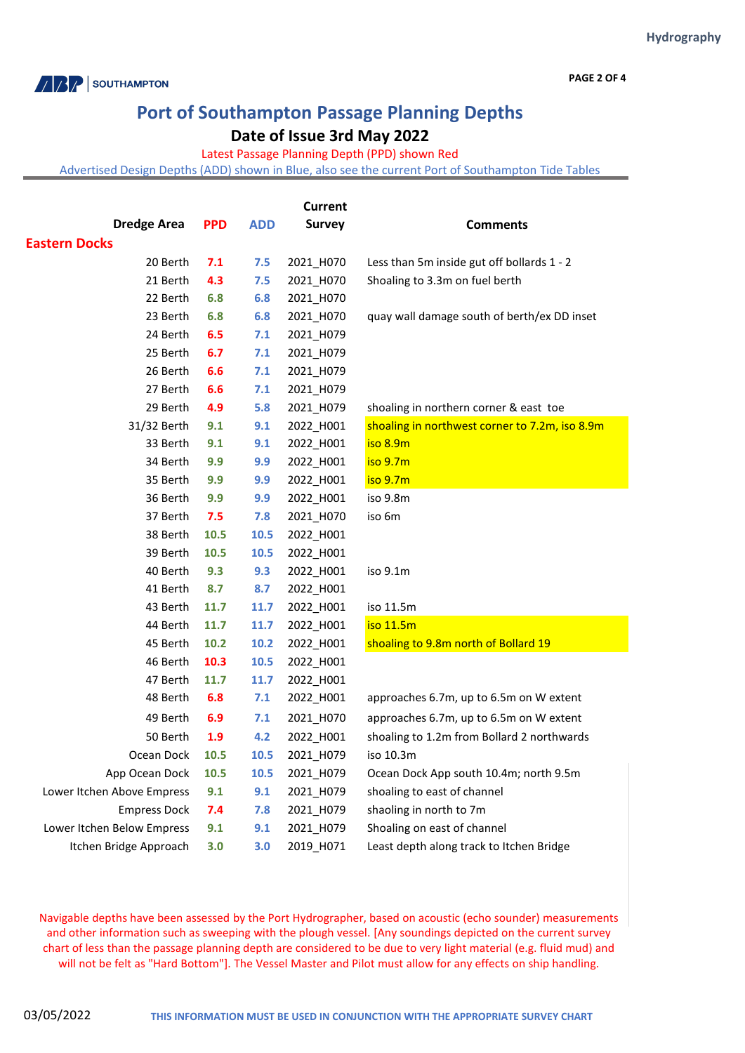# Port of Southampton Passage Planning Depths

## Date of Issue 3rd May 2022

Latest Passage Planning Depth (PPD) shown Red

Advertised Design Depths (ADD) shown in Blue, also see the current Port of Southampton Tide Tables

| Dredge Area | PPD | ADD | Current Survey | Comments |
|---|---|---|---|---|
| **Eastern Docks** | | | | |
| 20 Berth | 7.1 | 7.5 | 2021_H070 | Less than 5m inside gut off bollards 1 - 2 |
| 21 Berth | 4.3 | 7.5 | 2021_H070 | Shoaling to 3.3m on fuel berth |
| 22 Berth | 6.8 | 6.8 | 2021_H070 | |
| 23 Berth | 6.8 | 6.8 | 2021_H070 | quay wall damage south of berth/ex DD inset |
| 24 Berth | 6.5 | 7.1 | 2021_H079 | |
| 25 Berth | 6.7 | 7.1 | 2021_H079 | |
| 26 Berth | 6.6 | 7.1 | 2021_H079 | |
| 27 Berth | 6.6 | 7.1 | 2021_H079 | |
| 29 Berth | 4.9 | 5.8 | 2021_H079 | shoaling in northern corner & east toe |
| 31/32 Berth | 9.1 | 9.1 | 2022_H001 | shoaling in northwest corner to 7.2m, iso 8.9m |
| 33 Berth | 9.1 | 9.1 | 2022_H001 | iso 8.9m |
| 34 Berth | 9.9 | 9.9 | 2022_H001 | iso 9.7m |
| 35 Berth | 9.9 | 9.9 | 2022_H001 | iso 9.7m |
| 36 Berth | 9.9 | 9.9 | 2022_H001 | iso 9.8m |
| 37 Berth | 7.5 | 7.8 | 2021_H070 | iso 6m |
| 38 Berth | 10.5 | 10.5 | 2022_H001 | |
| 39 Berth | 10.5 | 10.5 | 2022_H001 | |
| 40 Berth | 9.3 | 9.3 | 2022_H001 | iso 9.1m |
| 41 Berth | 8.7 | 8.7 | 2022_H001 | |
| 43 Berth | 11.7 | 11.7 | 2022_H001 | iso 11.5m |
| 44 Berth | 11.7 | 11.7 | 2022_H001 | iso 11.5m |
| 45 Berth | 10.2 | 10.2 | 2022_H001 | shoaling to 9.8m north of Bollard 19 |
| 46 Berth | 10.3 | 10.5 | 2022_H001 | |
| 47 Berth | 11.7 | 11.7 | 2022_H001 | |
| 48 Berth | 6.8 | 7.1 | 2022_H001 | approaches 6.7m, up to 6.5m on W extent |
| 49 Berth | 6.9 | 7.1 | 2021_H070 | approaches 6.7m, up to 6.5m on W extent |
| 50 Berth | 1.9 | 4.2 | 2022_H001 | shoaling to 1.2m from Bollard 2 northwards |
| Ocean Dock | 10.5 | 10.5 | 2021_H079 | iso 10.3m |
| App Ocean Dock | 10.5 | 10.5 | 2021_H079 | Ocean Dock App south 10.4m; north 9.5m |
| Lower Itchen Above Empress | 9.1 | 9.1 | 2021_H079 | shoaling to east of channel |
| Empress Dock | 7.4 | 7.8 | 2021_H079 | shaoling in north to 7m |
| Lower Itchen Below Empress | 9.1 | 9.1 | 2021_H079 | Shoaling on east of channel |
| Itchen Bridge Approach | 3.0 | 3.0 | 2019_H071 | Least depth along track to Itchen Bridge |

Navigable depths have been assessed by the Port Hydrographer, based on acoustic (echo sounder) measurements and other information such as sweeping with the plough vessel. [Any soundings depicted on the current survey chart of less than the passage planning depth are considered to be due to very light material (e.g. fluid mud) and will not be felt as "Hard Bottom"]. The Vessel Master and Pilot must allow for any effects on ship handling.

03/05/2022

THIS INFORMATION MUST BE USED IN CONJUNCTION WITH THE APPROPRIATE SURVEY CHART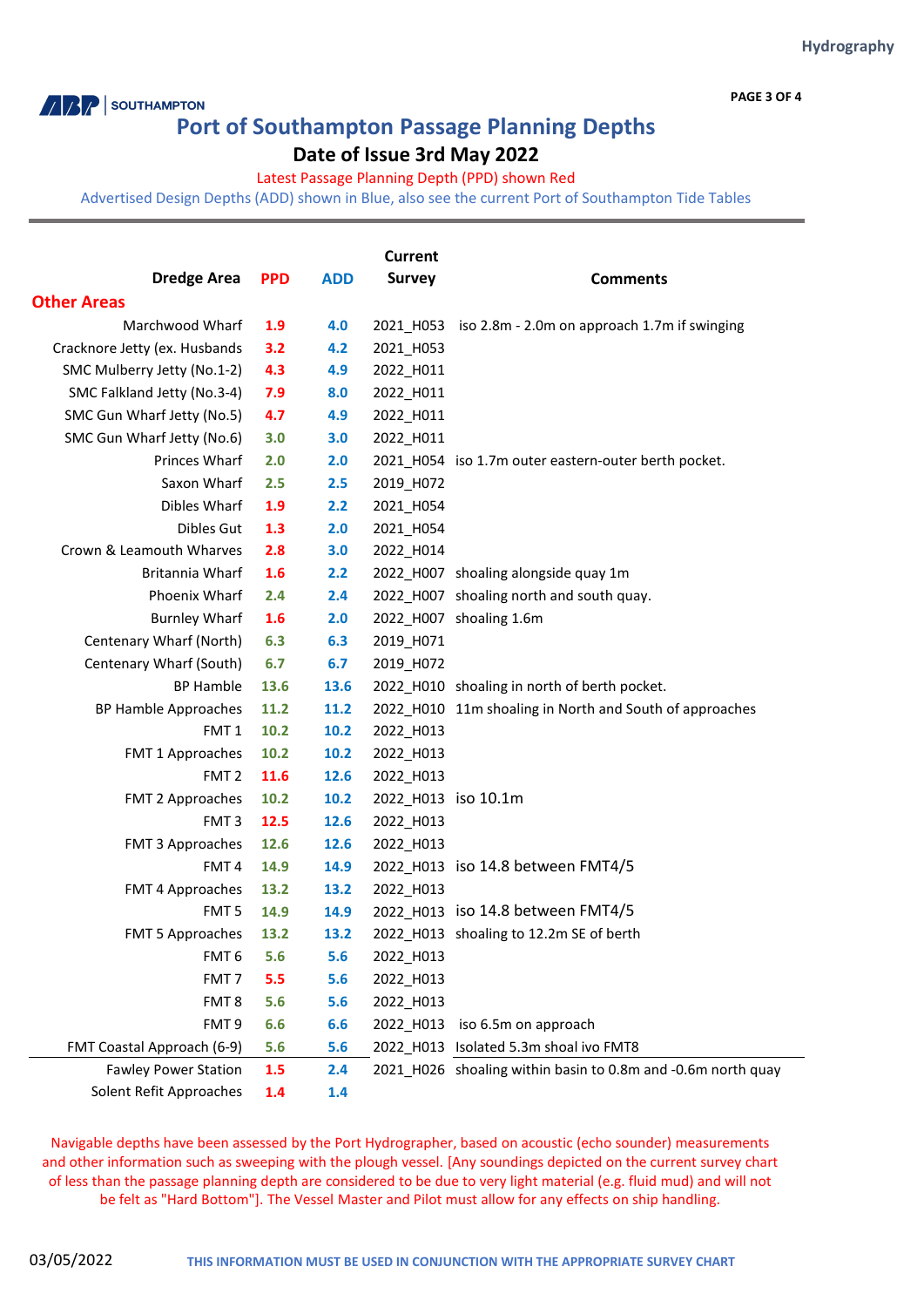ABP SOUTHAMPTON

# Port of Southampton Passage Planning Depths

## Date of Issue 3rd May 2022

Latest Passage Planning Depth (PPD) shown Red

Advertised Design Depths (ADD) shown in Blue, also see the current Port of Southampton Tide Tables

| Dredge Area | PPD | ADD | Current Survey | Comments |
|---|---|---|---|---|
| **Other Areas** | | | | |
| Marchwood Wharf | 1.9 | 4.0 | 2021_H053 | iso 2.8m - 2.0m on approach 1.7m if swinging |
| Cracknore Jetty (ex. Husbands | 3.2 | 4.2 | 2021_H053 | |
| SMC Mulberry Jetty (No.1-2) | 4.3 | 4.9 | 2022_H011 | |
| SMC Falkland Jetty (No.3-4) | 7.9 | 8.0 | 2022_H011 | |
| SMC Gun Wharf Jetty (No.5) | 4.7 | 4.9 | 2022_H011 | |
| SMC Gun Wharf Jetty (No.6) | 3.0 | 3.0 | 2022_H011 | |
| Princes Wharf | 2.0 | 2.0 | 2021_H054 | iso 1.7m outer eastern-outer berth pocket. |
| Saxon Wharf | 2.5 | 2.5 | 2019_H072 | |
| Dibles Wharf | 1.9 | 2.2 | 2021_H054 | |
| Dibles Gut | 1.3 | 2.0 | 2021_H054 | |
| Crown & Leamouth Wharves | 2.8 | 3.0 | 2022_H014 | |
| Britannia Wharf | 1.6 | 2.2 | 2022_H007 | shoaling alongside quay 1m |
| Phoenix Wharf | 2.4 | 2.4 | 2022_H007 | shoaling north and south quay. |
| Burnley Wharf | 1.6 | 2.0 | 2022_H007 | shoaling 1.6m |
| Centenary Wharf (North) | 6.3 | 6.3 | 2019_H071 | |
| Centenary Wharf (South) | 6.7 | 6.7 | 2019_H072 | |
| BP Hamble | 13.6 | 13.6 | 2022_H010 | shoaling in north of berth pocket. |
| BP Hamble Approaches | 11.2 | 11.2 | 2022_H010 | 11m shoaling in North and South of approaches |
| FMT 1 | 10.2 | 10.2 | 2022_H013 | |
| FMT 1 Approaches | 10.2 | 10.2 | 2022_H013 | |
| FMT 2 | 11.6 | 12.6 | 2022_H013 | |
| FMT 2 Approaches | 10.2 | 10.2 | 2022_H013 | iso 10.1m |
| FMT 3 | 12.5 | 12.6 | 2022_H013 | |
| FMT 3 Approaches | 12.6 | 12.6 | 2022_H013 | |
| FMT 4 | 14.9 | 14.9 | 2022_H013 | iso 14.8 between FMT4/5 |
| FMT 4 Approaches | 13.2 | 13.2 | 2022_H013 | |
| FMT 5 | 14.9 | 14.9 | 2022_H013 | iso 14.8 between FMT4/5 |
| FMT 5 Approaches | 13.2 | 13.2 | 2022_H013 | shoaling to 12.2m SE of berth |
| FMT 6 | 5.6 | 5.6 | 2022_H013 | |
| FMT 7 | 5.5 | 5.6 | 2022_H013 | |
| FMT 8 | 5.6 | 5.6 | 2022_H013 | |
| FMT 9 | 6.6 | 6.6 | 2022_H013 | iso 6.5m on approach |
| FMT Coastal Approach (6-9) | 5.6 | 5.6 | 2022_H013 | Isolated 5.3m shoal ivo FMT8 |
| Fawley Power Station | 1.5 | 2.4 | 2021_H026 | shoaling within basin to 0.8m and -0.6m north quay |
| Solent Refit Approaches | 1.4 | 1.4 | | |

Navigable depths have been assessed by the Port Hydrographer, based on acoustic (echo sounder) measurements and other information such as sweeping with the plough vessel. [Any soundings depicted on the current survey chart of less than the passage planning depth are considered to be due to very light material (e.g. fluid mud) and will not be felt as "Hard Bottom"]. The Vessel Master and Pilot must allow for any effects on ship handling.

03/05/2022

THIS INFORMATION MUST BE USED IN CONJUNCTION WITH THE APPROPRIATE SURVEY CHART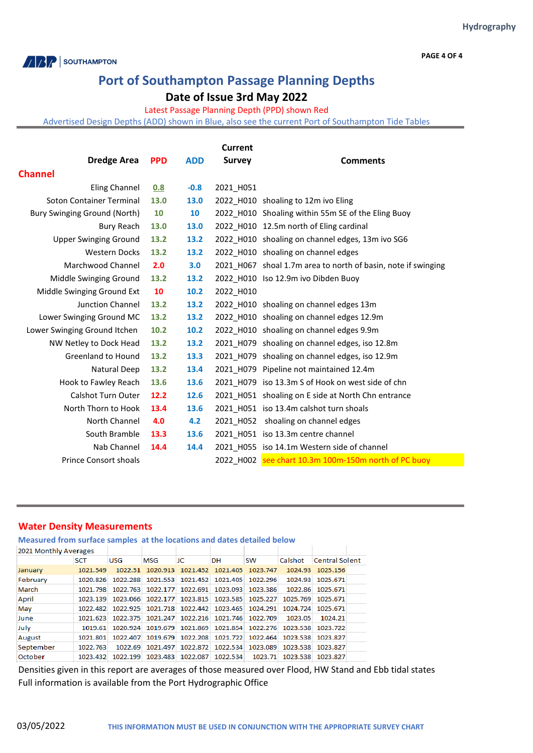# Port of Southampton Passage Planning Depths

## Date of Issue 3rd May 2022

Latest Passage Planning Depth (PPD) shown Red

Advertised Design Depths (ADD) shown in Blue, also see the current Port of Southampton Tide Tables

| Dredge Area | PPD | ADD | Current Survey | Comments |
|---|---|---|---|---|
| **Channel** | | | | |
| Eling Channel | 0.8 | -0.8 | 2021_H051 | |
| Soton Container Terminal | 13.0 | 13.0 | 2022_H010 | shoaling to 12m ivo Eling |
| Bury Swinging Ground (North) | 10 | 10 | 2022_H010 | Shoaling within 55m SE of the Eling Buoy |
| Bury Reach | 13.0 | 13.0 | 2022_H010 | 12.5m north of Eling cardinal |
| Upper Swinging Ground | 13.2 | 13.2 | 2022_H010 | shoaling on channel edges, 13m ivo SG6 |
| Western Docks | 13.2 | 13.2 | 2022_H010 | shoaling on channel edges |
| Marchwood Channel | 2.0 | 3.0 | 2021_H067 | shoal 1.7m area to north of basin, note if swinging |
| Middle Swinging Ground | 13.2 | 13.2 | 2022_H010 | Iso 12.9m ivo Dibden Buoy |
| Middle Swinging Ground Ext | 10 | 10.2 | 2022_H010 | |
| Junction Channel | 13.2 | 13.2 | 2022_H010 | shoaling on channel edges 13m |
| Lower Swinging Ground MC | 13.2 | 13.2 | 2022_H010 | shoaling on channel edges 12.9m |
| Lower Swinging Ground Itchen | 10.2 | 10.2 | 2022_H010 | shoaling on channel edges 9.9m |
| NW Netley to Dock Head | 13.2 | 13.2 | 2021_H079 | shoaling on channel edges, iso 12.8m |
| Greenland to Hound | 13.2 | 13.3 | 2021_H079 | shoaling on channel edges, iso 12.9m |
| Natural Deep | 13.2 | 13.4 | 2021_H079 | Pipeline not maintained 12.4m |
| Hook to Fawley Reach | 13.6 | 13.6 | 2021_H079 | iso 13.3m S of Hook on west side of chn |
| Calshot Turn Outer | 12.2 | 12.6 | 2021_H051 | shoaling on E side at North Chn entrance |
| North Thorn to Hook | 13.4 | 13.6 | 2021_H051 | iso 13.4m calshot turn shoals |
| North Channel | 4.0 | 4.2 | 2021_H052 | shoaling on channel edges |
| South Bramble | 13.3 | 13.6 | 2021_H051 | iso 13.3m centre channel |
| Nab Channel | 14.4 | 14.4 | 2021_H055 | iso 14.1m Western side of channel |
| Prince Consort shoals | | | 2022_H002 | see chart 10.3m 100m-150m north of PC buoy |

## Water Density Measurements

Measured from surface samples at the locations and dates detailed below

2021 Monthly Averages

| | SCT | USG | MSG | JC | DH | SW | Calshot | Central Solent |
|---|---|---|---|---|---|---|---|---|
| January | 1021.549 | 1022.51 | 1020.913 | 1021.452 | 1021.405 | 1023.747 | 1024.93 | 1025.156 |
| February | 1020.826 | 1022.288 | 1021.553 | 1021.452 | 1021.405 | 1022.296 | 1024.93 | 1025.671 |
| March | 1021.798 | 1022.763 | 1022.177 | 1022.691 | 1023.093 | 1023.386 | 1022.86 | 1025.671 |
| April | 1023.139 | 1023.066 | 1022.177 | 1023.815 | 1023.585 | 1025.227 | 1025.769 | 1025.671 |
| May | 1022.482 | 1022.925 | 1021.718 | 1022.442 | 1023.465 | 1024.291 | 1024.724 | 1025.671 |
| June | 1021.623 | 1022.375 | 1021.247 | 1022.216 | 1021.746 | 1022.709 | 1023.05 | 1024.21 |
| July | 1019.61 | 1020.924 | 1019.679 | 1021.869 | 1021.854 | 1022.276 | 1023.538 | 1023.722 |
| August | 1021.801 | 1022.407 | 1019.679 | 1022.208 | 1021.722 | 1022.464 | 1023.538 | 1023.827 |
| September | 1022.763 | 1022.69 | 1021.497 | 1022.872 | 1022.534 | 1023.089 | 1023.538 | 1023.827 |
| October | 1023.432 | 1022.199 | 1023.483 | 1022.087 | 1022.534 | 1023.71 | 1023.538 | 1023.827 |

Densities given in this report are averages of those measured over Flood, HW Stand and Ebb tidal states

Full information is available from the Port Hydrographic Office

03/05/2022

THIS INFORMATION MUST BE USED IN CONJUNCTION WITH THE APPROPRIATE SURVEY CHART